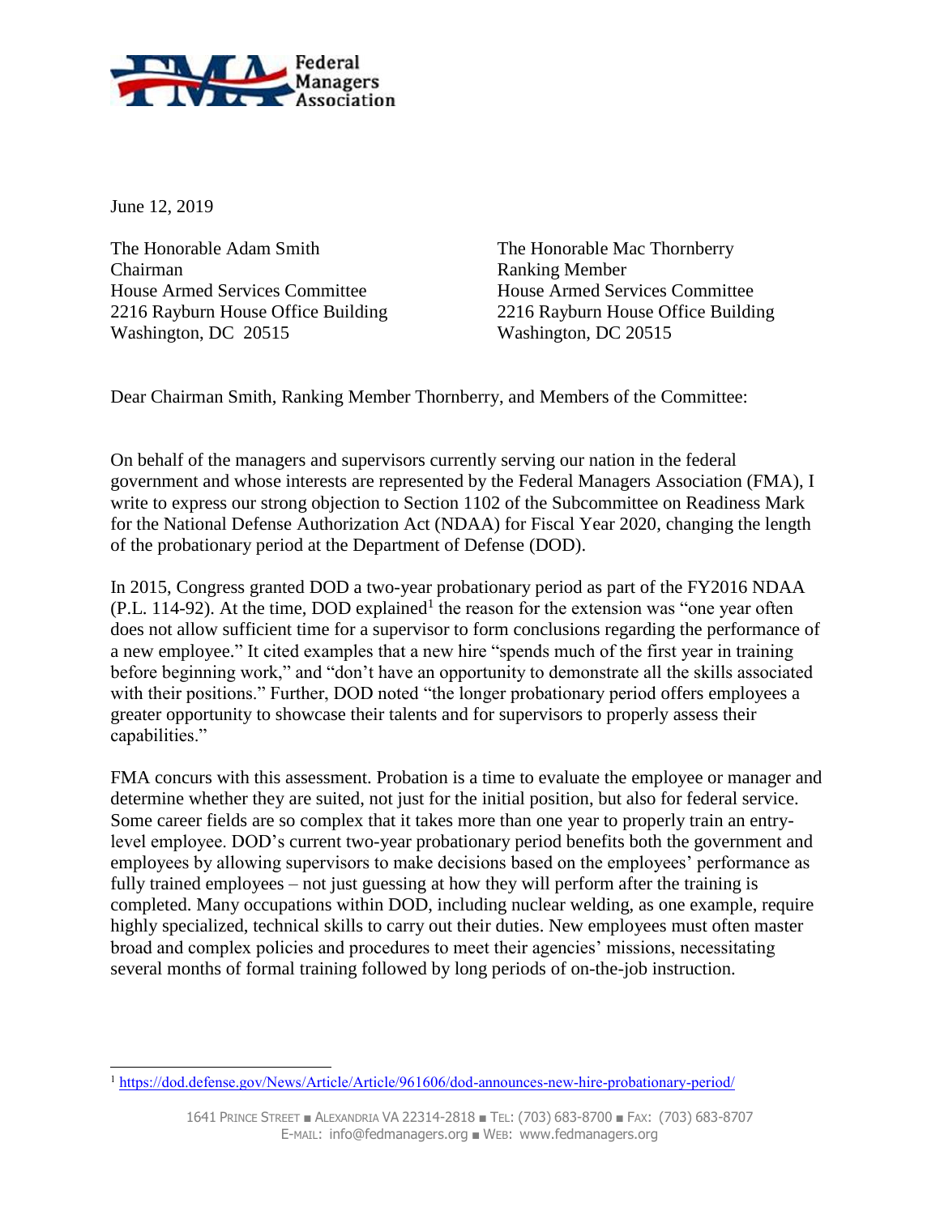Federal Managers Association

June 12, 2019

The Honorable Adam Smith
Chairman
House Armed Services Committee
2216 Rayburn House Office Building
Washington, DC 20515

The Honorable Mac Thornberry
Ranking Member
House Armed Services Committee
2216 Rayburn House Office Building
Washington, DC 20515

Dear Chairman Smith, Ranking Member Thornberry, and Members of the Committee:

On behalf of the managers and supervisors currently serving our nation in the federal government and whose interests are represented by the Federal Managers Association (FMA), I write to express our strong objection to Section 1102 of the Subcommittee on Readiness Mark for the National Defense Authorization Act (NDAA) for Fiscal Year 2020, changing the length of the probationary period at the Department of Defense (DOD).

In 2015, Congress granted DOD a two-year probationary period as part of the FY2016 NDAA (P.L. 114-92). At the time, DOD explained[1] the reason for the extension was "one year often does not allow sufficient time for a supervisor to form conclusions regarding the performance of a new employee." It cited examples that a new hire "spends much of the first year in training before beginning work," and "don't have an opportunity to demonstrate all the skills associated with their positions." Further, DOD noted "the longer probationary period offers employees a greater opportunity to showcase their talents and for supervisors to properly assess their capabilities."

FMA concurs with this assessment. Probation is a time to evaluate the employee or manager and determine whether they are suited, not just for the initial position, but also for federal service. Some career fields are so complex that it takes more than one year to properly train an entry-level employee. DOD's current two-year probationary period benefits both the government and employees by allowing supervisors to make decisions based on the employees' performance as fully trained employees – not just guessing at how they will perform after the training is completed. Many occupations within DOD, including nuclear welding, as one example, require highly specialized, technical skills to carry out their duties. New employees must often master broad and complex policies and procedures to meet their agencies' missions, necessitating several months of formal training followed by long periods of on-the-job instruction.

[1] https://dod.defense.gov/News/Article/Article/961606/dod-announces-new-hire-probationary-period/

1641 Prince Street ■ Alexandria VA 22314-2818 ■ Tel: (703) 683-8700 ■ Fax: (703) 683-8707
E-mail: info@fedmanagers.org ■ Web: www.fedmanagers.org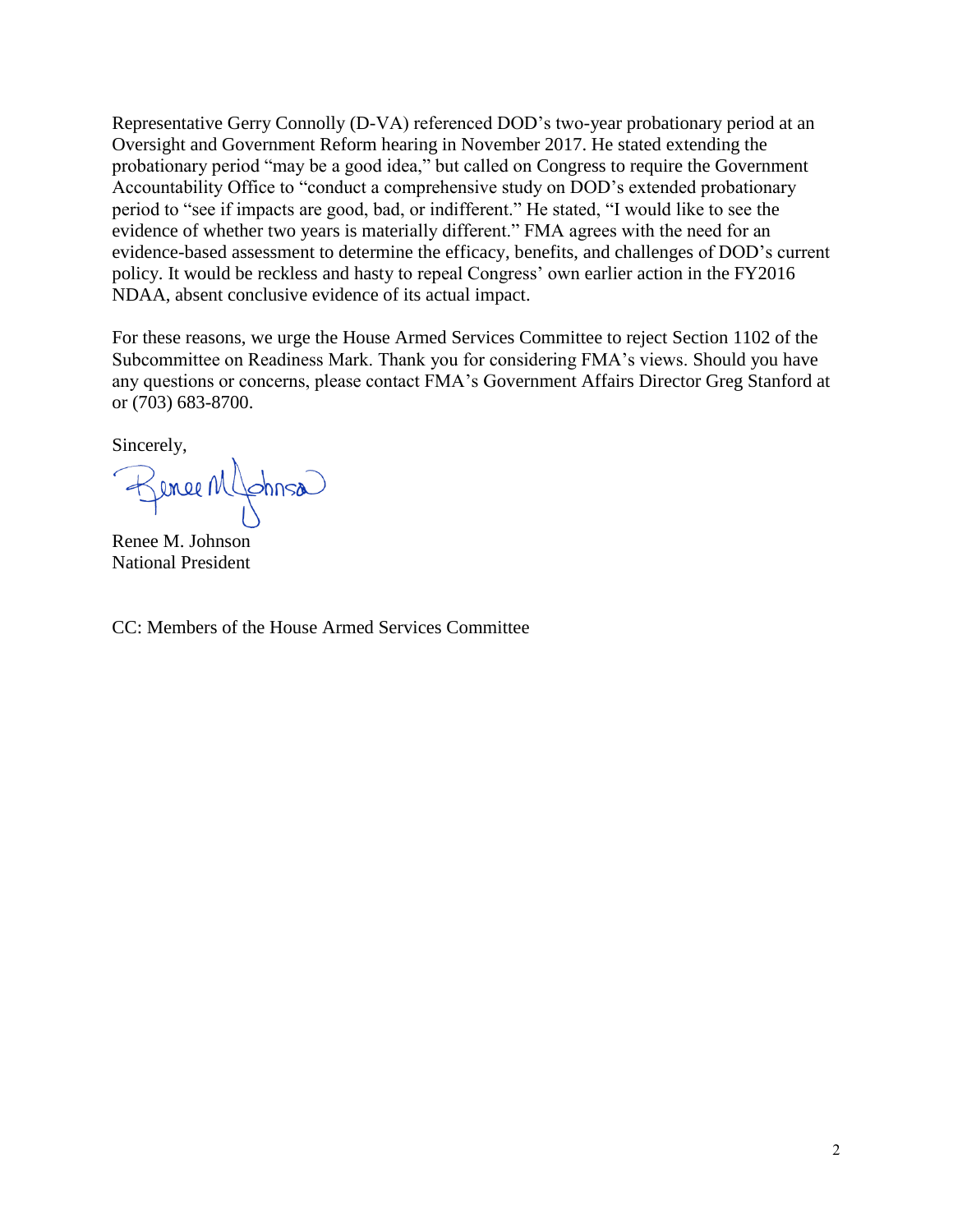Representative Gerry Connolly (D-VA) referenced DOD's two-year probationary period at an Oversight and Government Reform hearing in November 2017. He stated extending the probationary period "may be a good idea," but called on Congress to require the Government Accountability Office to "conduct a comprehensive study on DOD's extended probationary period to "see if impacts are good, bad, or indifferent." He stated, "I would like to see the evidence of whether two years is materially different." FMA agrees with the need for an evidence-based assessment to determine the efficacy, benefits, and challenges of DOD's current policy. It would be reckless and hasty to repeal Congress' own earlier action in the FY2016 NDAA, absent conclusive evidence of its actual impact.

For these reasons, we urge the House Armed Services Committee to reject Section 1102 of the Subcommittee on Readiness Mark. Thank you for considering FMA's views. Should you have any questions or concerns, please contact FMA's Government Affairs Director Greg Stanford at or (703) 683-8700.

Sincerely,

Renee M. Johnson

Renee M. Johnson
National President

CC: Members of the House Armed Services Committee